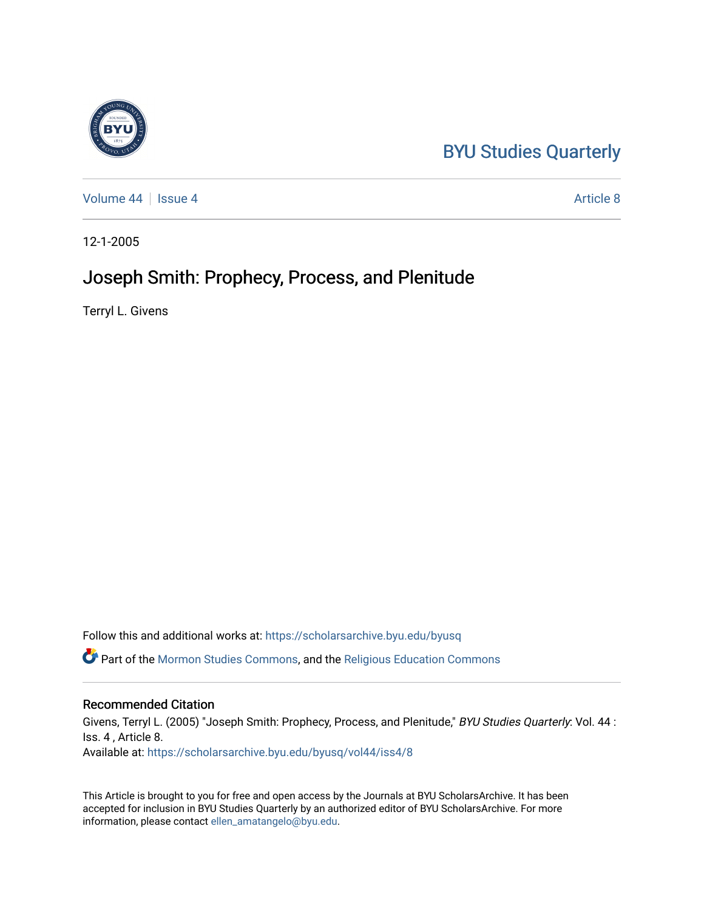BYU Studies Quarterly

Volume 44 | Issue 4 | Article 8

12-1-2005

# Joseph Smith: Prophecy, Process, and Plenitude

Terryl L. Givens

Follow this and additional works at: https://scholarsarchive.byu.edu/byusq

Part of the Mormon Studies Commons, and the Religious Education Commons

## Recommended Citation

Givens, Terryl L. (2005) "Joseph Smith: Prophecy, Process, and Plenitude," *BYU Studies Quarterly*: Vol. 44 : Iss. 4 , Article 8.
Available at: https://scholarsarchive.byu.edu/byusq/vol44/iss4/8

This Article is brought to you for free and open access by the Journals at BYU ScholarsArchive. It has been accepted for inclusion in BYU Studies Quarterly by an authorized editor of BYU ScholarsArchive. For more information, please contact ellen_amatangelo@byu.edu.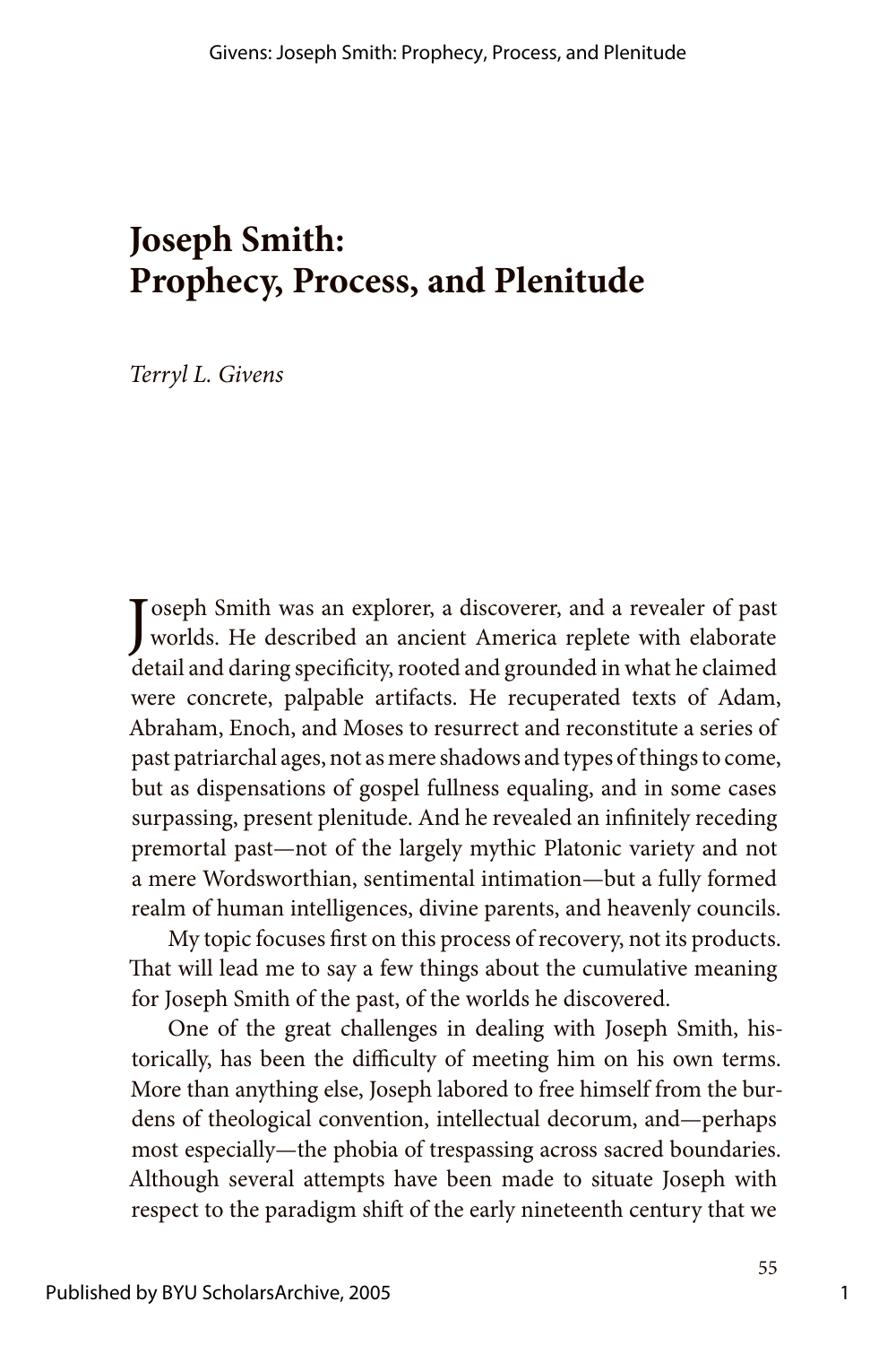# Joseph Smith: Prophecy, Process, and Plenitude

*Terryl L. Givens*

Joseph Smith was an explorer, a discoverer, and a revealer of past worlds. He described an ancient America replete with elaborate detail and daring specificity, rooted and grounded in what he claimed were concrete, palpable artifacts. He recuperated texts of Adam, Abraham, Enoch, and Moses to resurrect and reconstitute a series of past patriarchal ages, not as mere shadows and types of things to come, but as dispensations of gospel fullness equaling, and in some cases surpassing, present plenitude. And he revealed an infinitely receding premortal past—not of the largely mythic Platonic variety and not a mere Wordsworthian, sentimental intimation—but a fully formed realm of human intelligences, divine parents, and heavenly councils.

My topic focuses first on this process of recovery, not its products. That will lead me to say a few things about the cumulative meaning for Joseph Smith of the past, of the worlds he discovered.

One of the great challenges in dealing with Joseph Smith, historically, has been the difficulty of meeting him on his own terms. More than anything else, Joseph labored to free himself from the burdens of theological convention, intellectual decorum, and—perhaps most especially—the phobia of trespassing across sacred boundaries. Although several attempts have been made to situate Joseph with respect to the paradigm shift of the early nineteenth century that we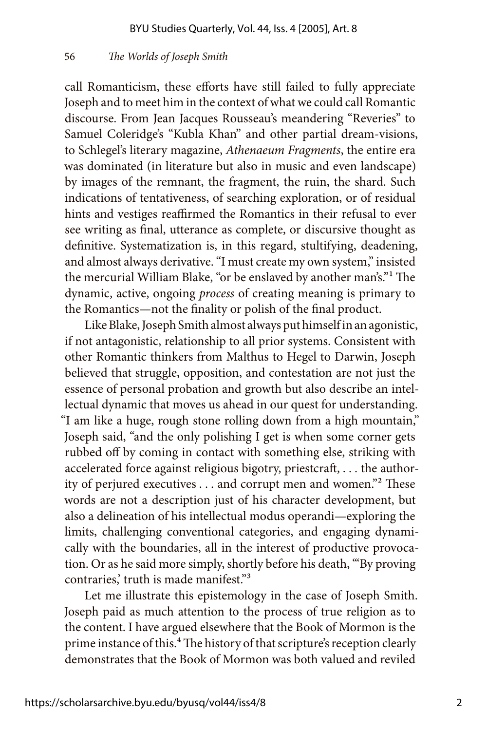call Romanticism, these efforts have still failed to fully appreciate Joseph and to meet him in the context of what we could call Romantic discourse. From Jean Jacques Rousseau's meandering "Reveries" to Samuel Coleridge's "Kubla Khan" and other partial dream-visions, to Schlegel's literary magazine, *Athenaeum Fragments*, the entire era was dominated (in literature but also in music and even landscape) by images of the remnant, the fragment, the ruin, the shard. Such indications of tentativeness, of searching exploration, or of residual hints and vestiges reaffirmed the Romantics in their refusal to ever see writing as final, utterance as complete, or discursive thought as definitive. Systematization is, in this regard, stultifying, deadening, and almost always derivative. "I must create my own system," insisted the mercurial William Blake, "or be enslaved by another man's."[1] The dynamic, active, ongoing *process* of creating meaning is primary to the Romantics—not the finality or polish of the final product.

Like Blake, Joseph Smith almost always put himself in an agonistic, if not antagonistic, relationship to all prior systems. Consistent with other Romantic thinkers from Malthus to Hegel to Darwin, Joseph believed that struggle, opposition, and contestation are not just the essence of personal probation and growth but also describe an intellectual dynamic that moves us ahead in our quest for understanding. "I am like a huge, rough stone rolling down from a high mountain," Joseph said, "and the only polishing I get is when some corner gets rubbed off by coming in contact with something else, striking with accelerated force against religious bigotry, priestcraft, . . . the authority of perjured executives . . . and corrupt men and women."[2] These words are not a description just of his character development, but also a delineation of his intellectual modus operandi—exploring the limits, challenging conventional categories, and engaging dynamically with the boundaries, all in the interest of productive provocation. Or as he said more simply, shortly before his death, "'By proving contraries,' truth is made manifest."[3]

Let me illustrate this epistemology in the case of Joseph Smith. Joseph paid as much attention to the process of true religion as to the content. I have argued elsewhere that the Book of Mormon is the prime instance of this.[4] The history of that scripture's reception clearly demonstrates that the Book of Mormon was both valued and reviled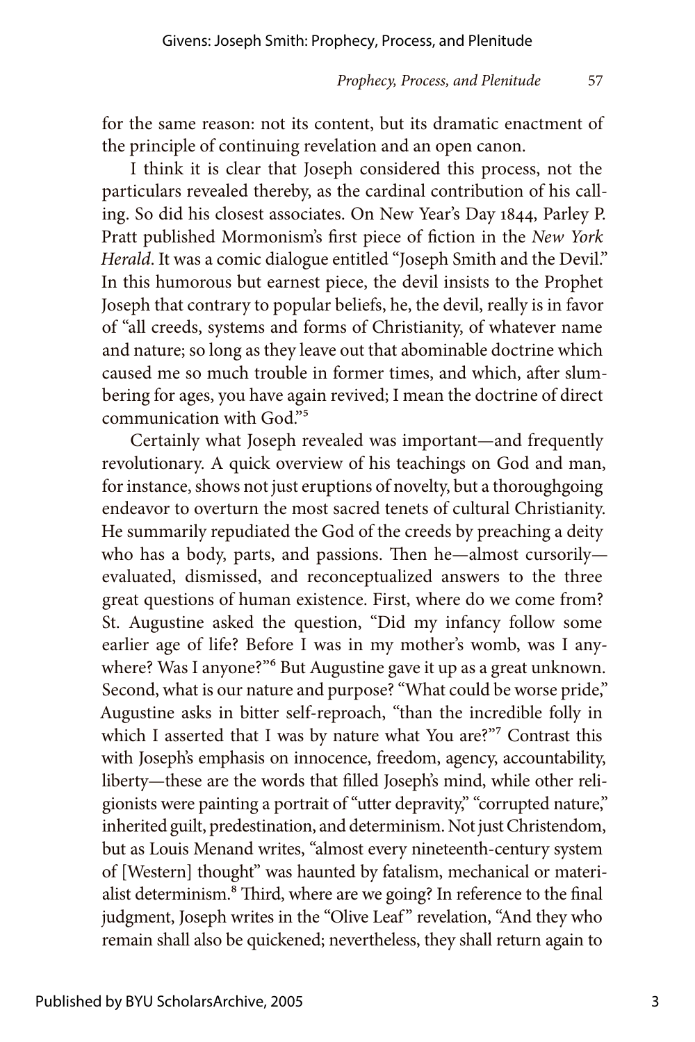for the same reason: not its content, but its dramatic enactment of the principle of continuing revelation and an open canon.

I think it is clear that Joseph considered this process, not the particulars revealed thereby, as the cardinal contribution of his calling. So did his closest associates. On New Year's Day 1844, Parley P. Pratt published Mormonism's first piece of fiction in the *New York Herald*. It was a comic dialogue entitled "Joseph Smith and the Devil." In this humorous but earnest piece, the devil insists to the Prophet Joseph that contrary to popular beliefs, he, the devil, really is in favor of "all creeds, systems and forms of Christianity, of whatever name and nature; so long as they leave out that abominable doctrine which caused me so much trouble in former times, and which, after slumbering for ages, you have again revived; I mean the doctrine of direct communication with God."[5]

Certainly what Joseph revealed was important—and frequently revolutionary. A quick overview of his teachings on God and man, for instance, shows not just eruptions of novelty, but a thoroughgoing endeavor to overturn the most sacred tenets of cultural Christianity. He summarily repudiated the God of the creeds by preaching a deity who has a body, parts, and passions. Then he—almost cursorily—evaluated, dismissed, and reconceptualized answers to the three great questions of human existence. First, where do we come from? St. Augustine asked the question, "Did my infancy follow some earlier age of life? Before I was in my mother's womb, was I anywhere? Was I anyone?"[6] But Augustine gave it up as a great unknown. Second, what is our nature and purpose? "What could be worse pride," Augustine asks in bitter self-reproach, "than the incredible folly in which I asserted that I was by nature what You are?"[7] Contrast this with Joseph's emphasis on innocence, freedom, agency, accountability, liberty—these are the words that filled Joseph's mind, while other religionists were painting a portrait of "utter depravity," "corrupted nature," inherited guilt, predestination, and determinism. Not just Christendom, but as Louis Menand writes, "almost every nineteenth-century system of [Western] thought" was haunted by fatalism, mechanical or materialist determinism.[8] Third, where are we going? In reference to the final judgment, Joseph writes in the "Olive Leaf" revelation, "And they who remain shall also be quickened; nevertheless, they shall return again to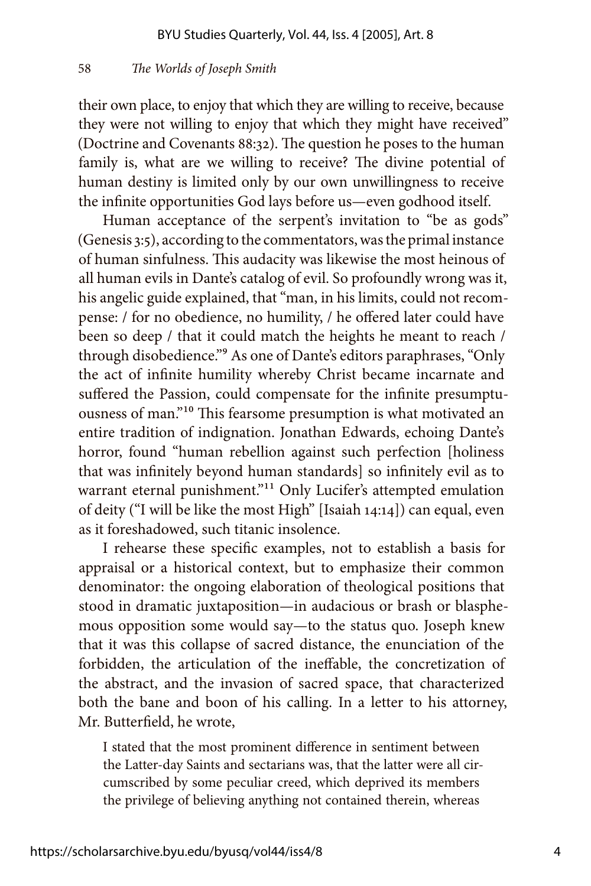their own place, to enjoy that which they are willing to receive, because they were not willing to enjoy that which they might have received" (Doctrine and Covenants 88:32). The question he poses to the human family is, what are we willing to receive? The divine potential of human destiny is limited only by our own unwillingness to receive the infinite opportunities God lays before us—even godhood itself.

Human acceptance of the serpent's invitation to "be as gods" (Genesis 3:5), according to the commentators, was the primal instance of human sinfulness. This audacity was likewise the most heinous of all human evils in Dante's catalog of evil. So profoundly wrong was it, his angelic guide explained, that "man, in his limits, could not recompense: / for no obedience, no humility, / he offered later could have been so deep / that it could match the heights he meant to reach / through disobedience."[9] As one of Dante's editors paraphrases, "Only the act of infinite humility whereby Christ became incarnate and suffered the Passion, could compensate for the infinite presumptuousness of man."[10] This fearsome presumption is what motivated an entire tradition of indignation. Jonathan Edwards, echoing Dante's horror, found "human rebellion against such perfection [holiness that was infinitely beyond human standards] so infinitely evil as to warrant eternal punishment."[11] Only Lucifer's attempted emulation of deity ("I will be like the most High" [Isaiah 14:14]) can equal, even as it foreshadowed, such titanic insolence.

I rehearse these specific examples, not to establish a basis for appraisal or a historical context, but to emphasize their common denominator: the ongoing elaboration of theological positions that stood in dramatic juxtaposition—in audacious or brash or blasphemous opposition some would say—to the status quo. Joseph knew that it was this collapse of sacred distance, the enunciation of the forbidden, the articulation of the ineffable, the concretization of the abstract, and the invasion of sacred space, that characterized both the bane and boon of his calling. In a letter to his attorney, Mr. Butterfield, he wrote,

> I stated that the most prominent difference in sentiment between the Latter-day Saints and sectarians was, that the latter were all circumscribed by some peculiar creed, which deprived its members the privilege of believing anything not contained therein, whereas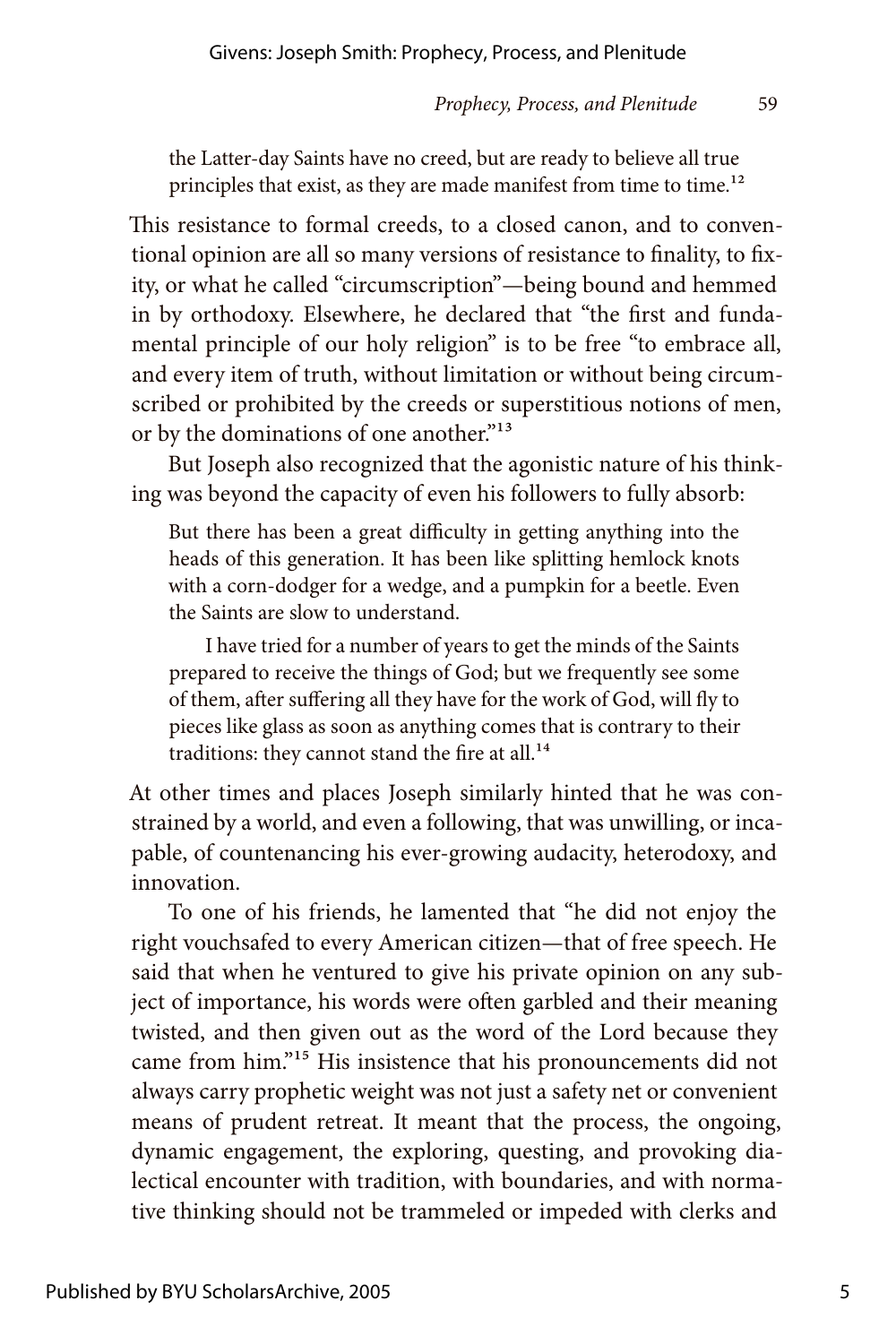> the Latter-day Saints have no creed, but are ready to believe all true principles that exist, as they are made manifest from time to time.[12]

This resistance to formal creeds, to a closed canon, and to conventional opinion are all so many versions of resistance to finality, to fixity, or what he called "circumscription"—being bound and hemmed in by orthodoxy. Elsewhere, he declared that "the first and fundamental principle of our holy religion" is to be free "to embrace all, and every item of truth, without limitation or without being circumscribed or prohibited by the creeds or superstitious notions of men, or by the dominations of one another."[13]

But Joseph also recognized that the agonistic nature of his thinking was beyond the capacity of even his followers to fully absorb:

> But there has been a great difficulty in getting anything into the heads of this generation. It has been like splitting hemlock knots with a corn-dodger for a wedge, and a pumpkin for a beetle. Even the Saints are slow to understand.
>
> I have tried for a number of years to get the minds of the Saints prepared to receive the things of God; but we frequently see some of them, after suffering all they have for the work of God, will fly to pieces like glass as soon as anything comes that is contrary to their traditions: they cannot stand the fire at all.[14]

At other times and places Joseph similarly hinted that he was constrained by a world, and even a following, that was unwilling, or incapable, of countenancing his ever-growing audacity, heterodoxy, and innovation.

To one of his friends, he lamented that "he did not enjoy the right vouchsafed to every American citizen—that of free speech. He said that when he ventured to give his private opinion on any subject of importance, his words were often garbled and their meaning twisted, and then given out as the word of the Lord because they came from him."[15] His insistence that his pronouncements did not always carry prophetic weight was not just a safety net or convenient means of prudent retreat. It meant that the process, the ongoing, dynamic engagement, the exploring, questing, and provoking dialectical encounter with tradition, with boundaries, and with normative thinking should not be trammeled or impeded with clerks and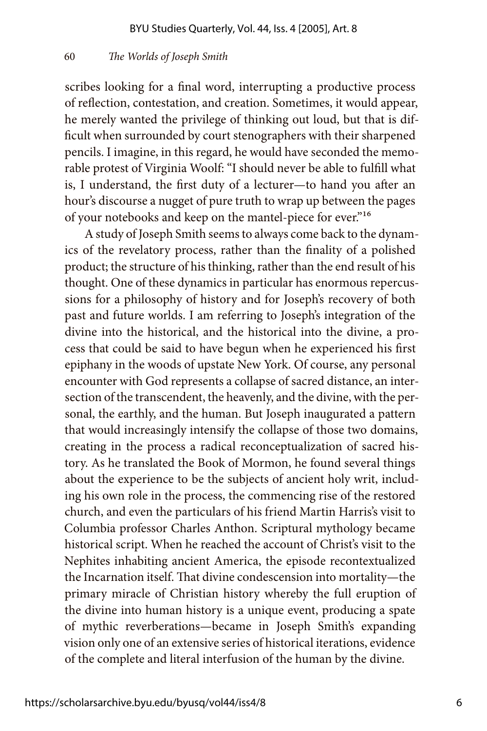scribes looking for a final word, interrupting a productive process of reflection, contestation, and creation. Sometimes, it would appear, he merely wanted the privilege of thinking out loud, but that is difficult when surrounded by court stenographers with their sharpened pencils. I imagine, in this regard, he would have seconded the memorable protest of Virginia Woolf: "I should never be able to fulfill what is, I understand, the first duty of a lecturer—to hand you after an hour's discourse a nugget of pure truth to wrap up between the pages of your notebooks and keep on the mantel-piece for ever."[16]

A study of Joseph Smith seems to always come back to the dynamics of the revelatory process, rather than the finality of a polished product; the structure of his thinking, rather than the end result of his thought. One of these dynamics in particular has enormous repercussions for a philosophy of history and for Joseph's recovery of both past and future worlds. I am referring to Joseph's integration of the divine into the historical, and the historical into the divine, a process that could be said to have begun when he experienced his first epiphany in the woods of upstate New York. Of course, any personal encounter with God represents a collapse of sacred distance, an intersection of the transcendent, the heavenly, and the divine, with the personal, the earthly, and the human. But Joseph inaugurated a pattern that would increasingly intensify the collapse of those two domains, creating in the process a radical reconceptualization of sacred history. As he translated the Book of Mormon, he found several things about the experience to be the subjects of ancient holy writ, including his own role in the process, the commencing rise of the restored church, and even the particulars of his friend Martin Harris's visit to Columbia professor Charles Anthon. Scriptural mythology became historical script. When he reached the account of Christ's visit to the Nephites inhabiting ancient America, the episode recontextualized the Incarnation itself. That divine condescension into mortality—the primary miracle of Christian history whereby the full eruption of the divine into human history is a unique event, producing a spate of mythic reverberations—became in Joseph Smith's expanding vision only one of an extensive series of historical iterations, evidence of the complete and literal interfusion of the human by the divine.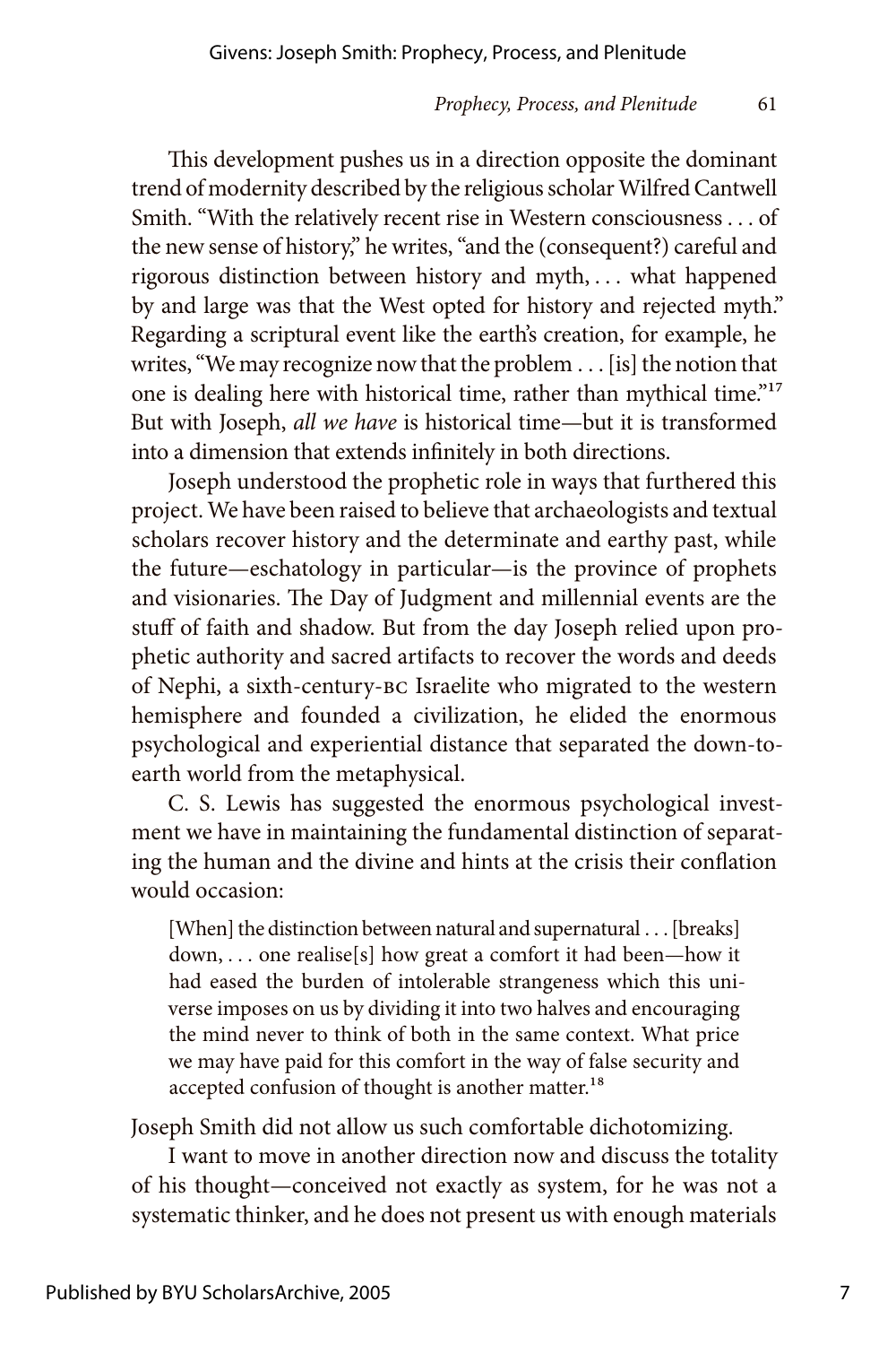This development pushes us in a direction opposite the dominant trend of modernity described by the religious scholar Wilfred Cantwell Smith. "With the relatively recent rise in Western consciousness . . . of the new sense of history," he writes, "and the (consequent?) careful and rigorous distinction between history and myth, . . . what happened by and large was that the West opted for history and rejected myth." Regarding a scriptural event like the earth's creation, for example, he writes, "We may recognize now that the problem . . . [is] the notion that one is dealing here with historical time, rather than mythical time."[17] But with Joseph, *all we have* is historical time—but it is transformed into a dimension that extends infinitely in both directions.

Joseph understood the prophetic role in ways that furthered this project. We have been raised to believe that archaeologists and textual scholars recover history and the determinate and earthy past, while the future—eschatology in particular—is the province of prophets and visionaries. The Day of Judgment and millennial events are the stuff of faith and shadow. But from the day Joseph relied upon prophetic authority and sacred artifacts to recover the words and deeds of Nephi, a sixth-century-BC Israelite who migrated to the western hemisphere and founded a civilization, he elided the enormous psychological and experiential distance that separated the down-to-earth world from the metaphysical.

C. S. Lewis has suggested the enormous psychological investment we have in maintaining the fundamental distinction of separating the human and the divine and hints at the crisis their conflation would occasion:

> [When] the distinction between natural and supernatural . . . [breaks] down, . . . one realise[s] how great a comfort it had been—how it had eased the burden of intolerable strangeness which this universe imposes on us by dividing it into two halves and encouraging the mind never to think of both in the same context. What price we may have paid for this comfort in the way of false security and accepted confusion of thought is another matter.[18]

Joseph Smith did not allow us such comfortable dichotomizing.

I want to move in another direction now and discuss the totality of his thought—conceived not exactly as system, for he was not a systematic thinker, and he does not present us with enough materials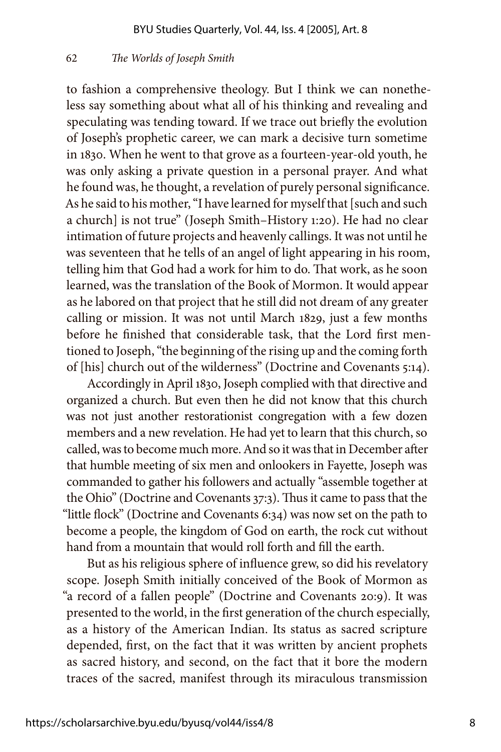to fashion a comprehensive theology. But I think we can nonetheless say something about what all of his thinking and revealing and speculating was tending toward. If we trace out briefly the evolution of Joseph's prophetic career, we can mark a decisive turn sometime in 1830. When he went to that grove as a fourteen-year-old youth, he was only asking a private question in a personal prayer. And what he found was, he thought, a revelation of purely personal significance. As he said to his mother, "I have learned for myself that [such and such a church] is not true" (Joseph Smith–History 1:20). He had no clear intimation of future projects and heavenly callings. It was not until he was seventeen that he tells of an angel of light appearing in his room, telling him that God had a work for him to do. That work, as he soon learned, was the translation of the Book of Mormon. It would appear as he labored on that project that he still did not dream of any greater calling or mission. It was not until March 1829, just a few months before he finished that considerable task, that the Lord first mentioned to Joseph, "the beginning of the rising up and the coming forth of [his] church out of the wilderness" (Doctrine and Covenants 5:14).

Accordingly in April 1830, Joseph complied with that directive and organized a church. But even then he did not know that this church was not just another restorationist congregation with a few dozen members and a new revelation. He had yet to learn that this church, so called, was to become much more. And so it was that in December after that humble meeting of six men and onlookers in Fayette, Joseph was commanded to gather his followers and actually "assemble together at the Ohio" (Doctrine and Covenants 37:3). Thus it came to pass that the "little flock" (Doctrine and Covenants 6:34) was now set on the path to become a people, the kingdom of God on earth, the rock cut without hand from a mountain that would roll forth and fill the earth.

But as his religious sphere of influence grew, so did his revelatory scope. Joseph Smith initially conceived of the Book of Mormon as "a record of a fallen people" (Doctrine and Covenants 20:9). It was presented to the world, in the first generation of the church especially, as a history of the American Indian. Its status as sacred scripture depended, first, on the fact that it was written by ancient prophets as sacred history, and second, on the fact that it bore the modern traces of the sacred, manifest through its miraculous transmission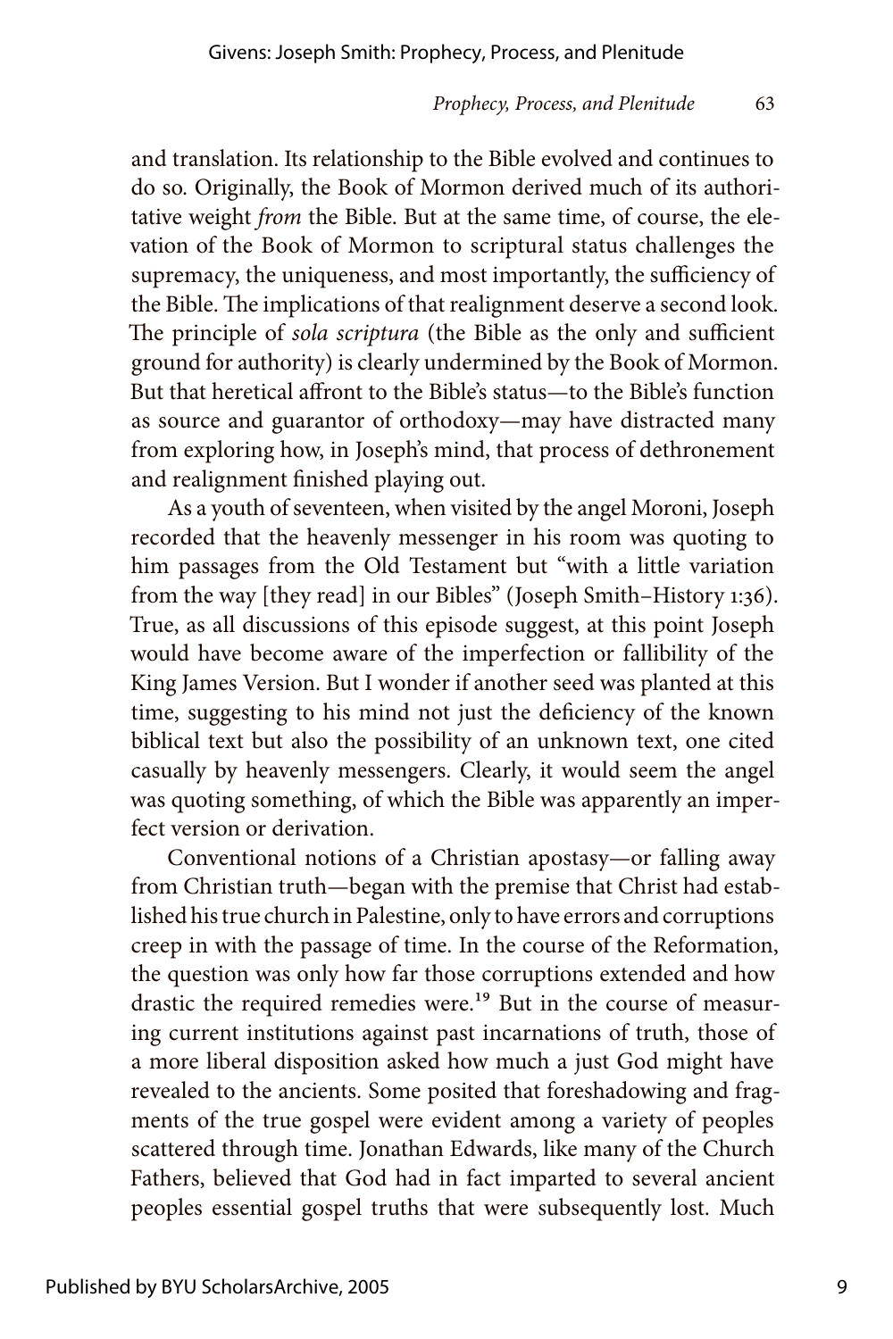and translation. Its relationship to the Bible evolved and continues to do so. Originally, the Book of Mormon derived much of its authoritative weight *from* the Bible. But at the same time, of course, the elevation of the Book of Mormon to scriptural status challenges the supremacy, the uniqueness, and most importantly, the sufficiency of the Bible. The implications of that realignment deserve a second look. The principle of *sola scriptura* (the Bible as the only and sufficient ground for authority) is clearly undermined by the Book of Mormon. But that heretical affront to the Bible's status—to the Bible's function as source and guarantor of orthodoxy—may have distracted many from exploring how, in Joseph's mind, that process of dethronement and realignment finished playing out.

As a youth of seventeen, when visited by the angel Moroni, Joseph recorded that the heavenly messenger in his room was quoting to him passages from the Old Testament but "with a little variation from the way [they read] in our Bibles" (Joseph Smith–History 1:36). True, as all discussions of this episode suggest, at this point Joseph would have become aware of the imperfection or fallibility of the King James Version. But I wonder if another seed was planted at this time, suggesting to his mind not just the deficiency of the known biblical text but also the possibility of an unknown text, one cited casually by heavenly messengers. Clearly, it would seem the angel was quoting something, of which the Bible was apparently an imperfect version or derivation.

Conventional notions of a Christian apostasy—or falling away from Christian truth—began with the premise that Christ had established his true church in Palestine, only to have errors and corruptions creep in with the passage of time. In the course of the Reformation, the question was only how far those corruptions extended and how drastic the required remedies were.[19] But in the course of measuring current institutions against past incarnations of truth, those of a more liberal disposition asked how much a just God might have revealed to the ancients. Some posited that foreshadowing and fragments of the true gospel were evident among a variety of peoples scattered through time. Jonathan Edwards, like many of the Church Fathers, believed that God had in fact imparted to several ancient peoples essential gospel truths that were subsequently lost. Much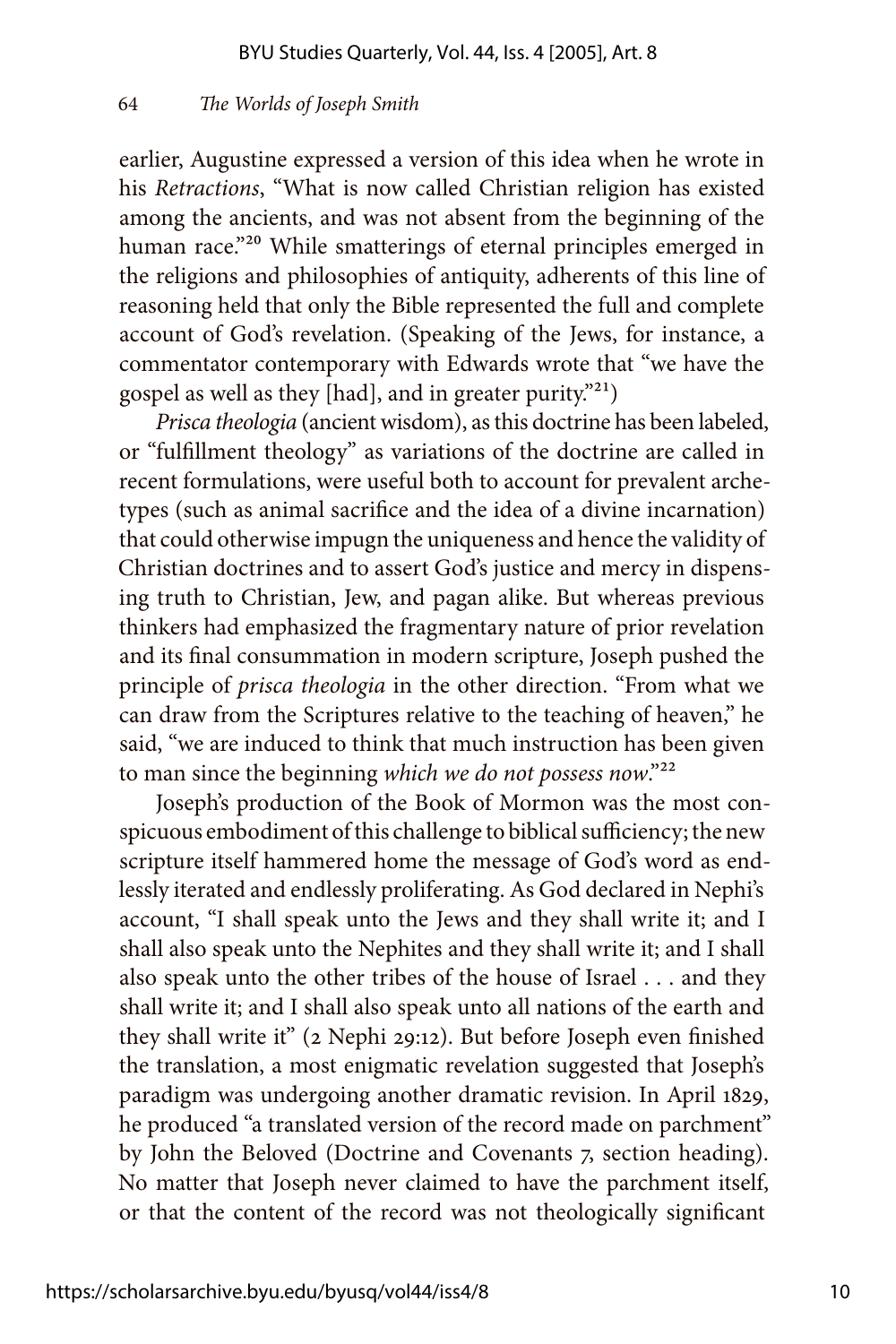earlier, Augustine expressed a version of this idea when he wrote in his *Retractions*, "What is now called Christian religion has existed among the ancients, and was not absent from the beginning of the human race."[20] While smatterings of eternal principles emerged in the religions and philosophies of antiquity, adherents of this line of reasoning held that only the Bible represented the full and complete account of God's revelation. (Speaking of the Jews, for instance, a commentator contemporary with Edwards wrote that "we have the gospel as well as they [had], and in greater purity."[21])

*Prisca theologia* (ancient wisdom), as this doctrine has been labeled, or "fulfillment theology" as variations of the doctrine are called in recent formulations, were useful both to account for prevalent archetypes (such as animal sacrifice and the idea of a divine incarnation) that could otherwise impugn the uniqueness and hence the validity of Christian doctrines and to assert God's justice and mercy in dispensing truth to Christian, Jew, and pagan alike. But whereas previous thinkers had emphasized the fragmentary nature of prior revelation and its final consummation in modern scripture, Joseph pushed the principle of *prisca theologia* in the other direction. "From what we can draw from the Scriptures relative to the teaching of heaven," he said, "we are induced to think that much instruction has been given to man since the beginning *which we do not possess now*."[22]

Joseph's production of the Book of Mormon was the most conspicuous embodiment of this challenge to biblical sufficiency; the new scripture itself hammered home the message of God's word as endlessly iterated and endlessly proliferating. As God declared in Nephi's account, "I shall speak unto the Jews and they shall write it; and I shall also speak unto the Nephites and they shall write it; and I shall also speak unto the other tribes of the house of Israel . . . and they shall write it; and I shall also speak unto all nations of the earth and they shall write it" (2 Nephi 29:12). But before Joseph even finished the translation, a most enigmatic revelation suggested that Joseph's paradigm was undergoing another dramatic revision. In April 1829, he produced "a translated version of the record made on parchment" by John the Beloved (Doctrine and Covenants 7, section heading). No matter that Joseph never claimed to have the parchment itself, or that the content of the record was not theologically significant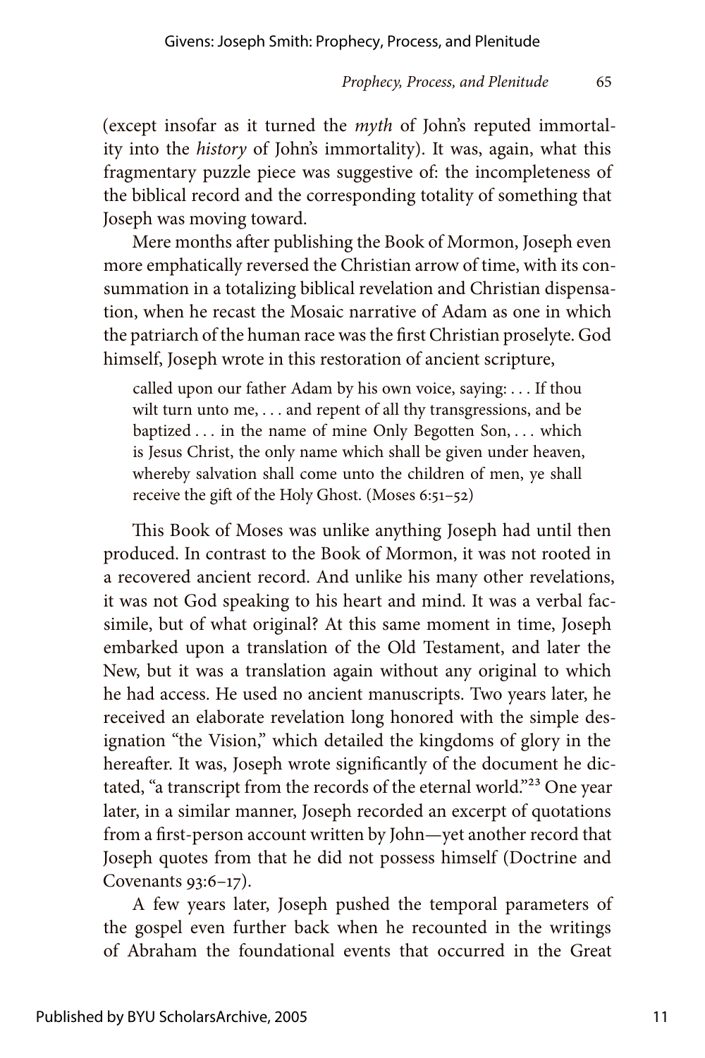(except insofar as it turned the *myth* of John's reputed immortality into the *history* of John's immortality). It was, again, what this fragmentary puzzle piece was suggestive of: the incompleteness of the biblical record and the corresponding totality of something that Joseph was moving toward.

Mere months after publishing the Book of Mormon, Joseph even more emphatically reversed the Christian arrow of time, with its consummation in a totalizing biblical revelation and Christian dispensation, when he recast the Mosaic narrative of Adam as one in which the patriarch of the human race was the first Christian proselyte. God himself, Joseph wrote in this restoration of ancient scripture,

> called upon our father Adam by his own voice, saying: . . . If thou wilt turn unto me, . . . and repent of all thy transgressions, and be baptized . . . in the name of mine Only Begotten Son, . . . which is Jesus Christ, the only name which shall be given under heaven, whereby salvation shall come unto the children of men, ye shall receive the gift of the Holy Ghost. (Moses 6:51–52)

This Book of Moses was unlike anything Joseph had until then produced. In contrast to the Book of Mormon, it was not rooted in a recovered ancient record. And unlike his many other revelations, it was not God speaking to his heart and mind. It was a verbal facsimile, but of what original? At this same moment in time, Joseph embarked upon a translation of the Old Testament, and later the New, but it was a translation again without any original to which he had access. He used no ancient manuscripts. Two years later, he received an elaborate revelation long honored with the simple designation "the Vision," which detailed the kingdoms of glory in the hereafter. It was, Joseph wrote significantly of the document he dictated, "a transcript from the records of the eternal world."[23] One year later, in a similar manner, Joseph recorded an excerpt of quotations from a first-person account written by John—yet another record that Joseph quotes from that he did not possess himself (Doctrine and Covenants 93:6–17).

A few years later, Joseph pushed the temporal parameters of the gospel even further back when he recounted in the writings of Abraham the foundational events that occurred in the Great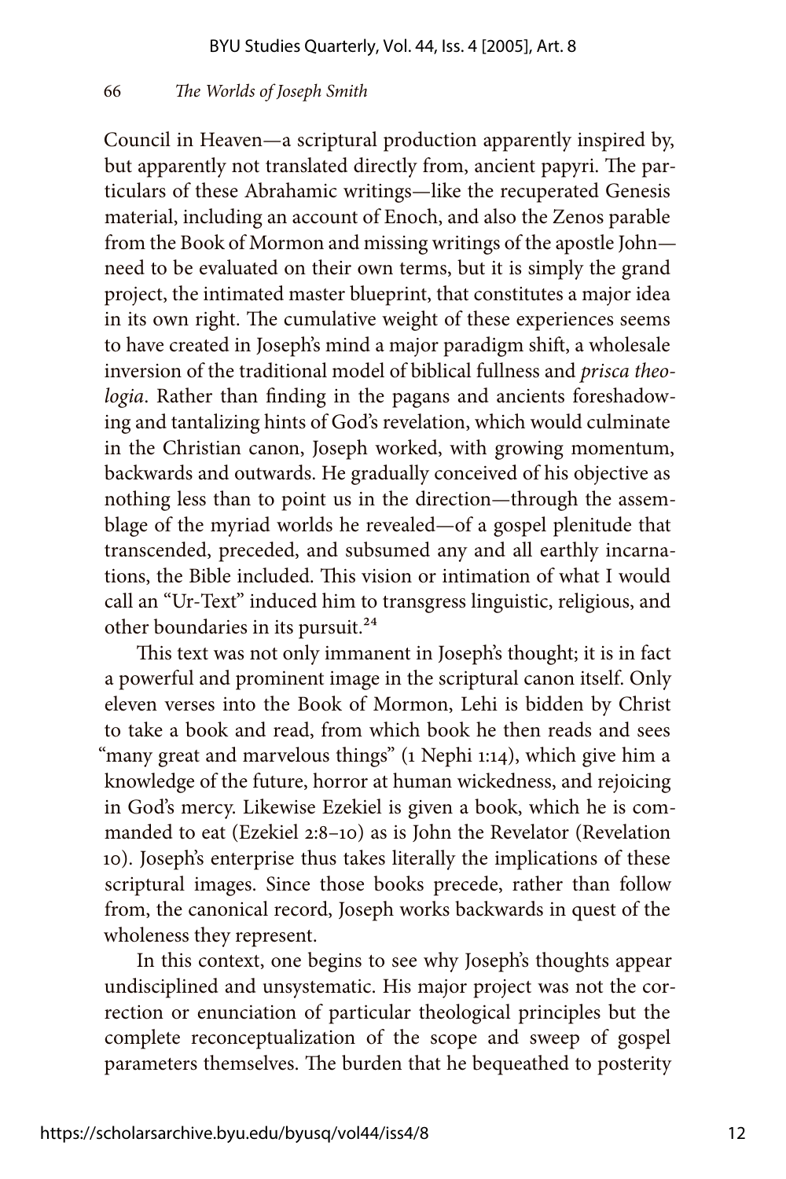Council in Heaven—a scriptural production apparently inspired by, but apparently not translated directly from, ancient papyri. The particulars of these Abrahamic writings—like the recuperated Genesis material, including an account of Enoch, and also the Zenos parable from the Book of Mormon and missing writings of the apostle John—need to be evaluated on their own terms, but it is simply the grand project, the intimated master blueprint, that constitutes a major idea in its own right. The cumulative weight of these experiences seems to have created in Joseph's mind a major paradigm shift, a wholesale inversion of the traditional model of biblical fullness and *prisca theologia*. Rather than finding in the pagans and ancients foreshadowing and tantalizing hints of God's revelation, which would culminate in the Christian canon, Joseph worked, with growing momentum, backwards and outwards. He gradually conceived of his objective as nothing less than to point us in the direction—through the assemblage of the myriad worlds he revealed—of a gospel plenitude that transcended, preceded, and subsumed any and all earthly incarnations, the Bible included. This vision or intimation of what I would call an "Ur-Text" induced him to transgress linguistic, religious, and other boundaries in its pursuit.[24]

This text was not only immanent in Joseph's thought; it is in fact a powerful and prominent image in the scriptural canon itself. Only eleven verses into the Book of Mormon, Lehi is bidden by Christ to take a book and read, from which book he then reads and sees "many great and marvelous things" (1 Nephi 1:14), which give him a knowledge of the future, horror at human wickedness, and rejoicing in God's mercy. Likewise Ezekiel is given a book, which he is commanded to eat (Ezekiel 2:8–10) as is John the Revelator (Revelation 10). Joseph's enterprise thus takes literally the implications of these scriptural images. Since those books precede, rather than follow from, the canonical record, Joseph works backwards in quest of the wholeness they represent.

In this context, one begins to see why Joseph's thoughts appear undisciplined and unsystematic. His major project was not the correction or enunciation of particular theological principles but the complete reconceptualization of the scope and sweep of gospel parameters themselves. The burden that he bequeathed to posterity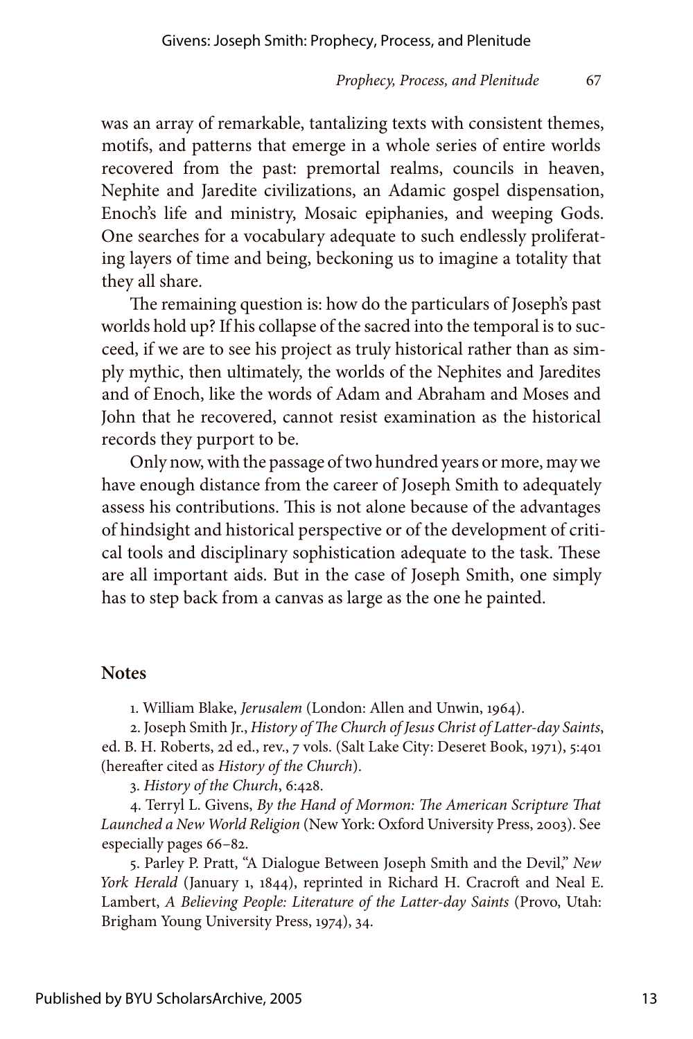was an array of remarkable, tantalizing texts with consistent themes, motifs, and patterns that emerge in a whole series of entire worlds recovered from the past: premortal realms, councils in heaven, Nephite and Jaredite civilizations, an Adamic gospel dispensation, Enoch's life and ministry, Mosaic epiphanies, and weeping Gods. One searches for a vocabulary adequate to such endlessly proliferating layers of time and being, beckoning us to imagine a totality that they all share.

The remaining question is: how do the particulars of Joseph's past worlds hold up? If his collapse of the sacred into the temporal is to succeed, if we are to see his project as truly historical rather than as simply mythic, then ultimately, the worlds of the Nephites and Jaredites and of Enoch, like the words of Adam and Abraham and Moses and John that he recovered, cannot resist examination as the historical records they purport to be.

Only now, with the passage of two hundred years or more, may we have enough distance from the career of Joseph Smith to adequately assess his contributions. This is not alone because of the advantages of hindsight and historical perspective or of the development of critical tools and disciplinary sophistication adequate to the task. These are all important aids. But in the case of Joseph Smith, one simply has to step back from a canvas as large as the one he painted.

## Notes

1. William Blake, *Jerusalem* (London: Allen and Unwin, 1964).

2. Joseph Smith Jr., *History of The Church of Jesus Christ of Latter-day Saints*, ed. B. H. Roberts, 2d ed., rev., 7 vols. (Salt Lake City: Deseret Book, 1971), 5:401 (hereafter cited as *History of the Church*).

3. *History of the Church*, 6:428.

4. Terryl L. Givens, *By the Hand of Mormon: The American Scripture That Launched a New World Religion* (New York: Oxford University Press, 2003). See especially pages 66–82.

5. Parley P. Pratt, "A Dialogue Between Joseph Smith and the Devil," *New York Herald* (January 1, 1844), reprinted in Richard H. Cracroft and Neal E. Lambert, *A Believing People: Literature of the Latter-day Saints* (Provo, Utah: Brigham Young University Press, 1974), 34.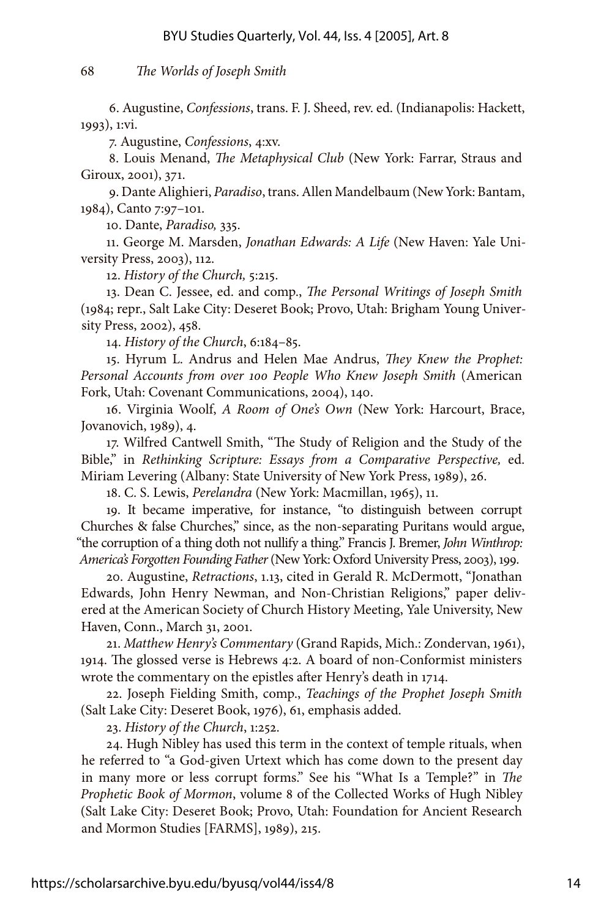6. Augustine, *Confessions*, trans. F. J. Sheed, rev. ed. (Indianapolis: Hackett, 1993), 1:vi.

7. Augustine, *Confessions*, 4:xv.

8. Louis Menand, *The Metaphysical Club* (New York: Farrar, Straus and Giroux, 2001), 371.

9. Dante Alighieri, *Paradiso*, trans. Allen Mandelbaum (New York: Bantam, 1984), Canto 7:97–101.

10. Dante, *Paradiso,* 335.

11. George M. Marsden, *Jonathan Edwards: A Life* (New Haven: Yale University Press, 2003), 112.

12. *History of the Church,* 5:215.

13. Dean C. Jessee, ed. and comp., *The Personal Writings of Joseph Smith* (1984; repr., Salt Lake City: Deseret Book; Provo, Utah: Brigham Young University Press, 2002), 458.

14. *History of the Church*, 6:184–85.

15. Hyrum L. Andrus and Helen Mae Andrus, *They Knew the Prophet: Personal Accounts from over 100 People Who Knew Joseph Smith* (American Fork, Utah: Covenant Communications, 2004), 140.

16. Virginia Woolf, *A Room of One's Own* (New York: Harcourt, Brace, Jovanovich, 1989), 4.

17. Wilfred Cantwell Smith, "The Study of Religion and the Study of the Bible," in *Rethinking Scripture: Essays from a Comparative Perspective,* ed. Miriam Levering (Albany: State University of New York Press, 1989), 26.

18. C. S. Lewis, *Perelandra* (New York: Macmillan, 1965), 11.

19. It became imperative, for instance, "to distinguish between corrupt Churches & false Churches," since, as the non-separating Puritans would argue, "the corruption of a thing doth not nullify a thing." Francis J. Bremer, *John Winthrop: America's Forgotten Founding Father* (New York: Oxford University Press, 2003), 199.

20. Augustine, *Retractions*, 1.13, cited in Gerald R. McDermott, "Jonathan Edwards, John Henry Newman, and Non-Christian Religions," paper delivered at the American Society of Church History Meeting, Yale University, New Haven, Conn., March 31, 2001.

21. *Matthew Henry's Commentary* (Grand Rapids, Mich.: Zondervan, 1961), 1914. The glossed verse is Hebrews 4:2. A board of non-Conformist ministers wrote the commentary on the epistles after Henry's death in 1714.

22. Joseph Fielding Smith, comp., *Teachings of the Prophet Joseph Smith* (Salt Lake City: Deseret Book, 1976), 61, emphasis added.

23. *History of the Church*, 1:252.

24. Hugh Nibley has used this term in the context of temple rituals, when he referred to "a God-given Urtext which has come down to the present day in many more or less corrupt forms." See his "What Is a Temple?" in *The Prophetic Book of Mormon*, volume 8 of the Collected Works of Hugh Nibley (Salt Lake City: Deseret Book; Provo, Utah: Foundation for Ancient Research and Mormon Studies [FARMS], 1989), 215.